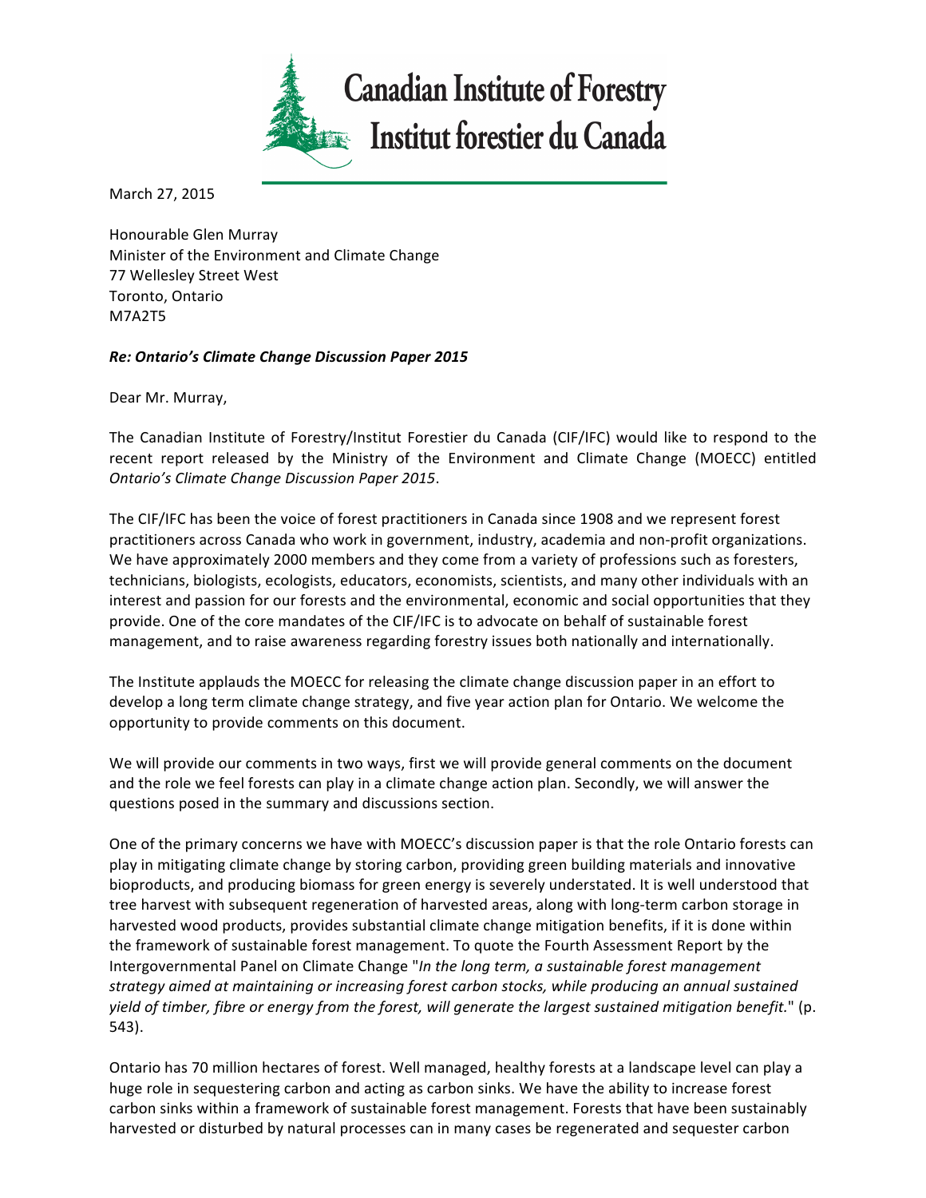# Canadian Institute of Forestry
# Institut forestier du Canada

March 27, 2015

Honourable Glen Murray
Minister of the Environment and Climate Change
77 Wellesley Street West
Toronto, Ontario
M7A2T5

***Re: Ontario's Climate Change Discussion Paper 2015***

Dear Mr. Murray,

The Canadian Institute of Forestry/Institut Forestier du Canada (CIF/IFC) would like to respond to the recent report released by the Ministry of the Environment and Climate Change (MOECC) entitled *Ontario's Climate Change Discussion Paper 2015*.

The CIF/IFC has been the voice of forest practitioners in Canada since 1908 and we represent forest practitioners across Canada who work in government, industry, academia and non-profit organizations. We have approximately 2000 members and they come from a variety of professions such as foresters, technicians, biologists, ecologists, educators, economists, scientists, and many other individuals with an interest and passion for our forests and the environmental, economic and social opportunities that they provide. One of the core mandates of the CIF/IFC is to advocate on behalf of sustainable forest management, and to raise awareness regarding forestry issues both nationally and internationally.

The Institute applauds the MOECC for releasing the climate change discussion paper in an effort to develop a long term climate change strategy, and five year action plan for Ontario. We welcome the opportunity to provide comments on this document.

We will provide our comments in two ways, first we will provide general comments on the document and the role we feel forests can play in a climate change action plan. Secondly, we will answer the questions posed in the summary and discussions section.

One of the primary concerns we have with MOECC's discussion paper is that the role Ontario forests can play in mitigating climate change by storing carbon, providing green building materials and innovative bioproducts, and producing biomass for green energy is severely understated. It is well understood that tree harvest with subsequent regeneration of harvested areas, along with long-term carbon storage in harvested wood products, provides substantial climate change mitigation benefits, if it is done within the framework of sustainable forest management. To quote the Fourth Assessment Report by the Intergovernmental Panel on Climate Change "*In the long term, a sustainable forest management strategy aimed at maintaining or increasing forest carbon stocks, while producing an annual sustained yield of timber, fibre or energy from the forest, will generate the largest sustained mitigation benefit.*" (p. 543).

Ontario has 70 million hectares of forest. Well managed, healthy forests at a landscape level can play a huge role in sequestering carbon and acting as carbon sinks. We have the ability to increase forest carbon sinks within a framework of sustainable forest management. Forests that have been sustainably harvested or disturbed by natural processes can in many cases be regenerated and sequester carbon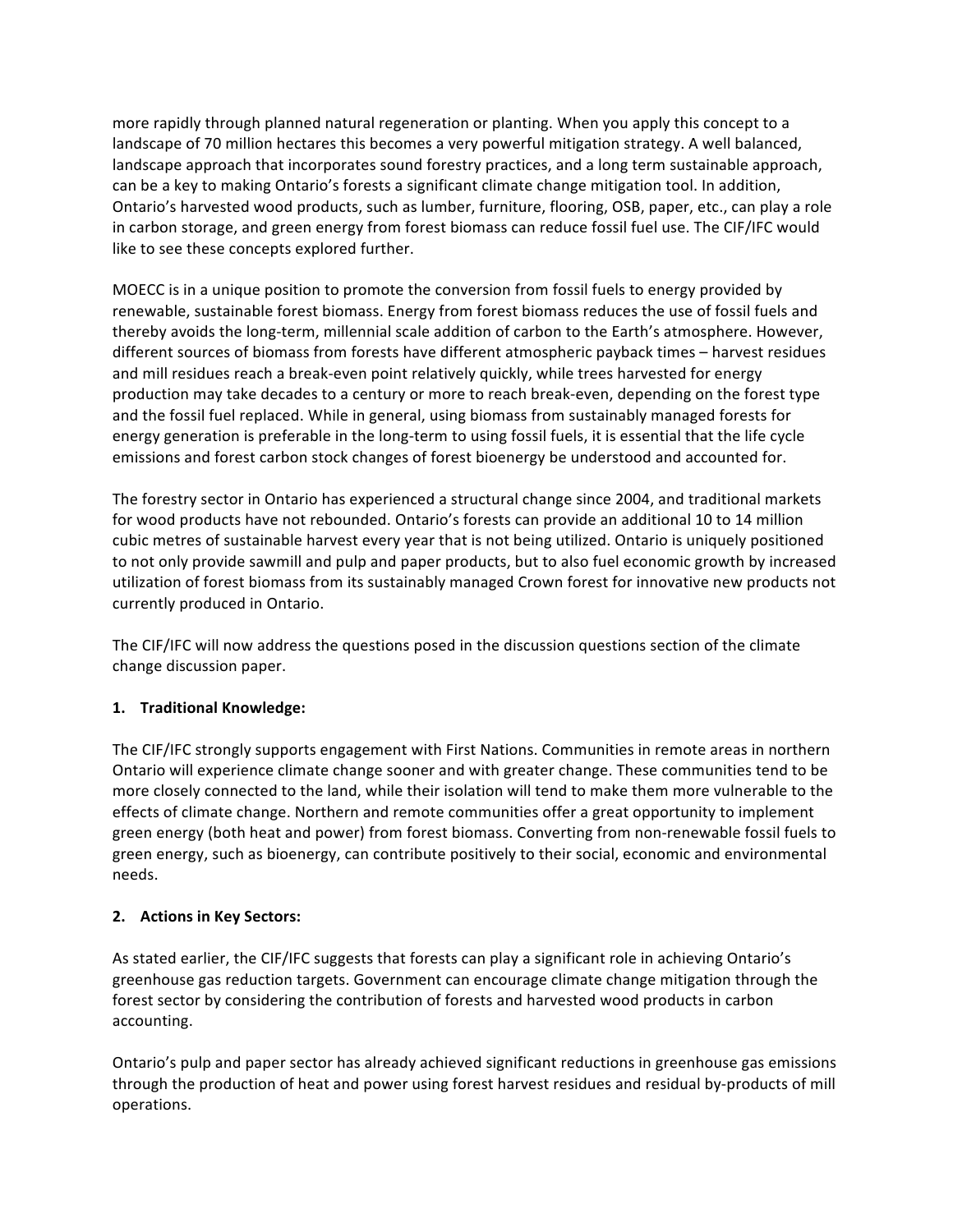more rapidly through planned natural regeneration or planting. When you apply this concept to a landscape of 70 million hectares this becomes a very powerful mitigation strategy. A well balanced, landscape approach that incorporates sound forestry practices, and a long term sustainable approach, can be a key to making Ontario's forests a significant climate change mitigation tool. In addition, Ontario's harvested wood products, such as lumber, furniture, flooring, OSB, paper, etc., can play a role in carbon storage, and green energy from forest biomass can reduce fossil fuel use. The CIF/IFC would like to see these concepts explored further.

MOECC is in a unique position to promote the conversion from fossil fuels to energy provided by renewable, sustainable forest biomass. Energy from forest biomass reduces the use of fossil fuels and thereby avoids the long-term, millennial scale addition of carbon to the Earth's atmosphere. However, different sources of biomass from forests have different atmospheric payback times – harvest residues and mill residues reach a break-even point relatively quickly, while trees harvested for energy production may take decades to a century or more to reach break-even, depending on the forest type and the fossil fuel replaced. While in general, using biomass from sustainably managed forests for energy generation is preferable in the long-term to using fossil fuels, it is essential that the life cycle emissions and forest carbon stock changes of forest bioenergy be understood and accounted for.

The forestry sector in Ontario has experienced a structural change since 2004, and traditional markets for wood products have not rebounded. Ontario's forests can provide an additional 10 to 14 million cubic metres of sustainable harvest every year that is not being utilized. Ontario is uniquely positioned to not only provide sawmill and pulp and paper products, but to also fuel economic growth by increased utilization of forest biomass from its sustainably managed Crown forest for innovative new products not currently produced in Ontario.

The CIF/IFC will now address the questions posed in the discussion questions section of the climate change discussion paper.

**1. Traditional Knowledge:**

The CIF/IFC strongly supports engagement with First Nations. Communities in remote areas in northern Ontario will experience climate change sooner and with greater change. These communities tend to be more closely connected to the land, while their isolation will tend to make them more vulnerable to the effects of climate change. Northern and remote communities offer a great opportunity to implement green energy (both heat and power) from forest biomass. Converting from non-renewable fossil fuels to green energy, such as bioenergy, can contribute positively to their social, economic and environmental needs.

**2. Actions in Key Sectors:**

As stated earlier, the CIF/IFC suggests that forests can play a significant role in achieving Ontario's greenhouse gas reduction targets. Government can encourage climate change mitigation through the forest sector by considering the contribution of forests and harvested wood products in carbon accounting.

Ontario's pulp and paper sector has already achieved significant reductions in greenhouse gas emissions through the production of heat and power using forest harvest residues and residual by-products of mill operations.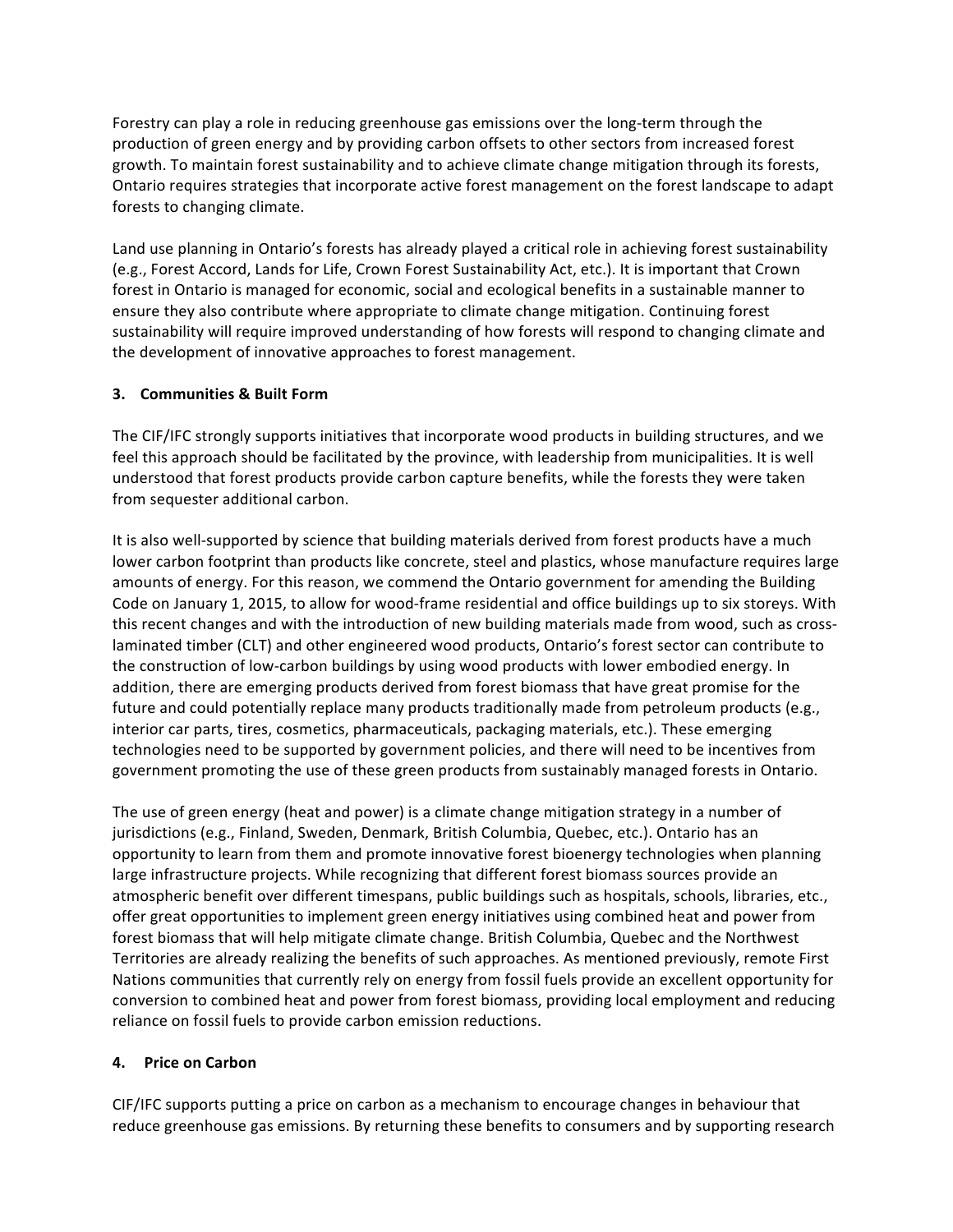Forestry can play a role in reducing greenhouse gas emissions over the long-term through the production of green energy and by providing carbon offsets to other sectors from increased forest growth. To maintain forest sustainability and to achieve climate change mitigation through its forests, Ontario requires strategies that incorporate active forest management on the forest landscape to adapt forests to changing climate.

Land use planning in Ontario's forests has already played a critical role in achieving forest sustainability (e.g., Forest Accord, Lands for Life, Crown Forest Sustainability Act, etc.). It is important that Crown forest in Ontario is managed for economic, social and ecological benefits in a sustainable manner to ensure they also contribute where appropriate to climate change mitigation. Continuing forest sustainability will require improved understanding of how forests will respond to changing climate and the development of innovative approaches to forest management.

### 3. Communities & Built Form

The CIF/IFC strongly supports initiatives that incorporate wood products in building structures, and we feel this approach should be facilitated by the province, with leadership from municipalities. It is well understood that forest products provide carbon capture benefits, while the forests they were taken from sequester additional carbon.

It is also well-supported by science that building materials derived from forest products have a much lower carbon footprint than products like concrete, steel and plastics, whose manufacture requires large amounts of energy. For this reason, we commend the Ontario government for amending the Building Code on January 1, 2015, to allow for wood-frame residential and office buildings up to six storeys. With this recent changes and with the introduction of new building materials made from wood, such as cross-laminated timber (CLT) and other engineered wood products, Ontario's forest sector can contribute to the construction of low-carbon buildings by using wood products with lower embodied energy. In addition, there are emerging products derived from forest biomass that have great promise for the future and could potentially replace many products traditionally made from petroleum products (e.g., interior car parts, tires, cosmetics, pharmaceuticals, packaging materials, etc.). These emerging technologies need to be supported by government policies, and there will need to be incentives from government promoting the use of these green products from sustainably managed forests in Ontario.

The use of green energy (heat and power) is a climate change mitigation strategy in a number of jurisdictions (e.g., Finland, Sweden, Denmark, British Columbia, Quebec, etc.). Ontario has an opportunity to learn from them and promote innovative forest bioenergy technologies when planning large infrastructure projects. While recognizing that different forest biomass sources provide an atmospheric benefit over different timespans, public buildings such as hospitals, schools, libraries, etc., offer great opportunities to implement green energy initiatives using combined heat and power from forest biomass that will help mitigate climate change. British Columbia, Quebec and the Northwest Territories are already realizing the benefits of such approaches. As mentioned previously, remote First Nations communities that currently rely on energy from fossil fuels provide an excellent opportunity for conversion to combined heat and power from forest biomass, providing local employment and reducing reliance on fossil fuels to provide carbon emission reductions.

### 4. Price on Carbon

CIF/IFC supports putting a price on carbon as a mechanism to encourage changes in behaviour that reduce greenhouse gas emissions. By returning these benefits to consumers and by supporting research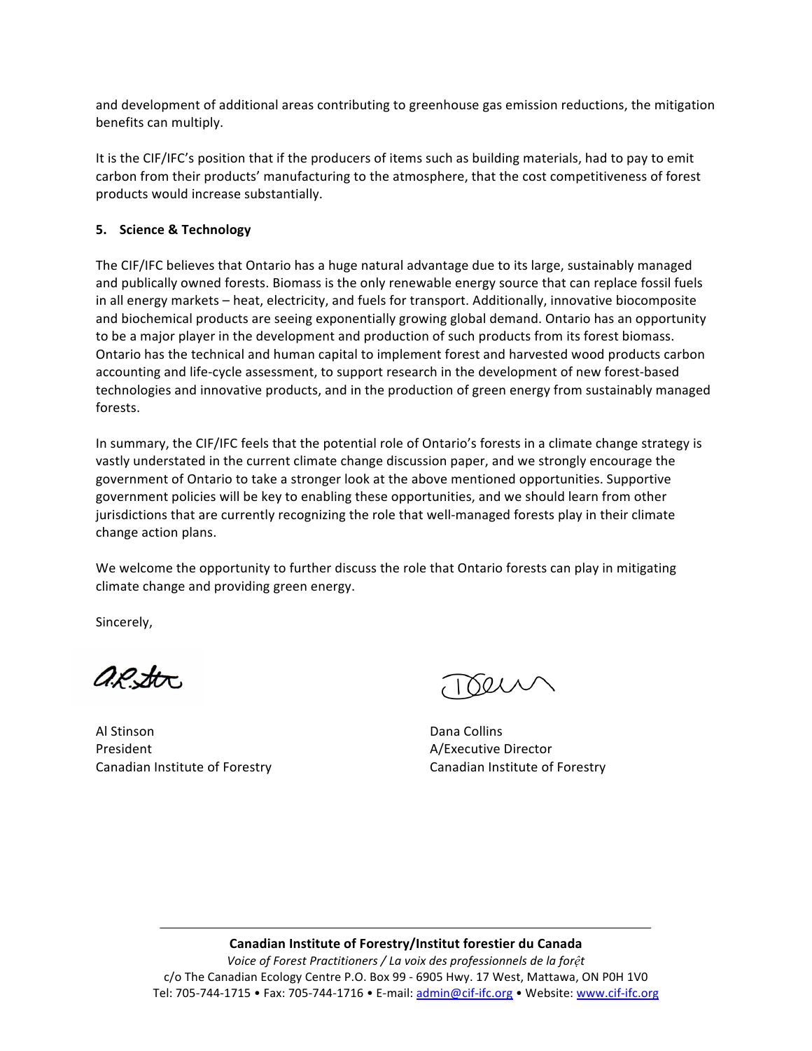and development of additional areas contributing to greenhouse gas emission reductions, the mitigation benefits can multiply.

It is the CIF/IFC's position that if the producers of items such as building materials, had to pay to emit carbon from their products' manufacturing to the atmosphere, that the cost competitiveness of forest products would increase substantially.

**5. Science & Technology**

The CIF/IFC believes that Ontario has a huge natural advantage due to its large, sustainably managed and publically owned forests. Biomass is the only renewable energy source that can replace fossil fuels in all energy markets – heat, electricity, and fuels for transport. Additionally, innovative biocomposite and biochemical products are seeing exponentially growing global demand. Ontario has an opportunity to be a major player in the development and production of such products from its forest biomass. Ontario has the technical and human capital to implement forest and harvested wood products carbon accounting and life-cycle assessment, to support research in the development of new forest-based technologies and innovative products, and in the production of green energy from sustainably managed forests.

In summary, the CIF/IFC feels that the potential role of Ontario's forests in a climate change strategy is vastly understated in the current climate change discussion paper, and we strongly encourage the government of Ontario to take a stronger look at the above mentioned opportunities. Supportive government policies will be key to enabling these opportunities, and we should learn from other jurisdictions that are currently recognizing the role that well-managed forests play in their climate change action plans.

We welcome the opportunity to further discuss the role that Ontario forests can play in mitigating climate change and providing green energy.

Sincerely,

Al Stinson
President
Canadian Institute of Forestry

Dana Collins
A/Executive Director
Canadian Institute of Forestry

**Canadian Institute of Forestry/Institut forestier du Canada**
*Voice of Forest Practitioners / La voix des professionnels de la forêt*
c/o The Canadian Ecology Centre P.O. Box 99 - 6905 Hwy. 17 West, Mattawa, ON P0H 1V0
Tel: 705-744-1715 • Fax: 705-744-1716 • E-mail: admin@cif-ifc.org • Website: www.cif-ifc.org